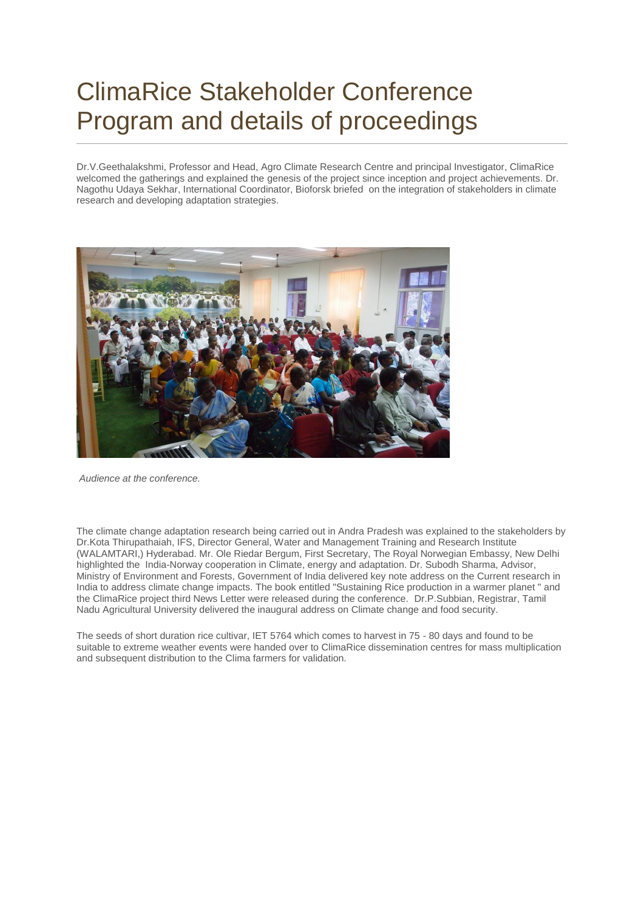# ClimaRice Stakeholder Conference Program and details of proceedings

Dr.V.Geethalakshmi, Professor and Head, Agro Climate Research Centre and principal Investigator, ClimaRice welcomed the gatherings and explained the genesis of the project since inception and project achievements. Dr. Nagothu Udaya Sekhar, International Coordinator, Bioforsk briefed on the integration of stakeholders in climate research and developing adaptation strategies.

*Audience at the conference.*

The climate change adaptation research being carried out in Andra Pradesh was explained to the stakeholders by Dr.Kota Thirupathaiah, IFS, Director General, Water and Management Training and Research Institute (WALAMTARI,) Hyderabad. Mr. Ole Riedar Bergum, First Secretary, The Royal Norwegian Embassy, New Delhi highlighted the India-Norway cooperation in Climate, energy and adaptation. Dr. Subodh Sharma, Advisor, Ministry of Environment and Forests, Government of India delivered key note address on the Current research in India to address climate change impacts. The book entitled "Sustaining Rice production in a warmer planet " and the ClimaRice project third News Letter were released during the conference. Dr.P.Subbian, Registrar, Tamil Nadu Agricultural University delivered the inaugural address on Climate change and food security.

The seeds of short duration rice cultivar, IET 5764 which comes to harvest in 75 - 80 days and found to be suitable to extreme weather events were handed over to ClimaRice dissemination centres for mass multiplication and subsequent distribution to the Clima farmers for validation.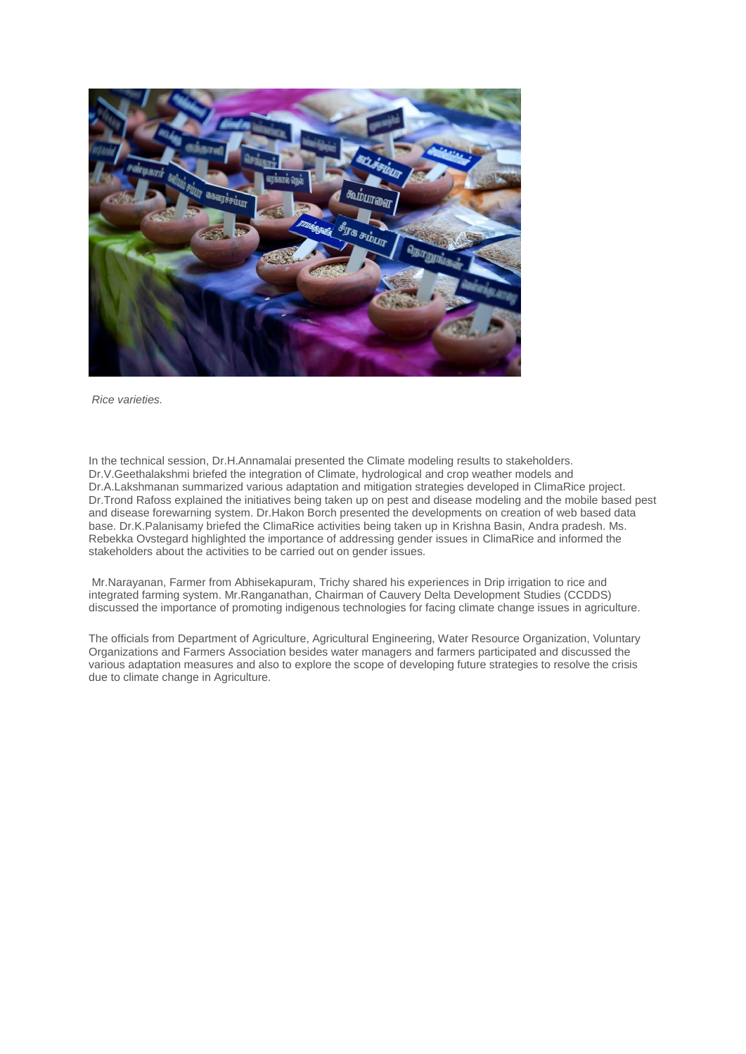*Rice varieties.*

In the technical session, Dr.H.Annamalai presented the Climate modeling results to stakeholders. Dr.V.Geethalakshmi briefed the integration of Climate, hydrological and crop weather models and Dr.A.Lakshmanan summarized various adaptation and mitigation strategies developed in ClimaRice project. Dr.Trond Rafoss explained the initiatives being taken up on pest and disease modeling and the mobile based pest and disease forewarning system. Dr.Hakon Borch presented the developments on creation of web based data base. Dr.K.Palanisamy briefed the ClimaRice activities being taken up in Krishna Basin, Andra pradesh. Ms. Rebekka Ovstegard highlighted the importance of addressing gender issues in ClimaRice and informed the stakeholders about the activities to be carried out on gender issues.

Mr.Narayanan, Farmer from Abhisekapuram, Trichy shared his experiences in Drip irrigation to rice and integrated farming system. Mr.Ranganathan, Chairman of Cauvery Delta Development Studies (CCDDS) discussed the importance of promoting indigenous technologies for facing climate change issues in agriculture.

The officials from Department of Agriculture, Agricultural Engineering, Water Resource Organization, Voluntary Organizations and Farmers Association besides water managers and farmers participated and discussed the various adaptation measures and also to explore the scope of developing future strategies to resolve the crisis due to climate change in Agriculture.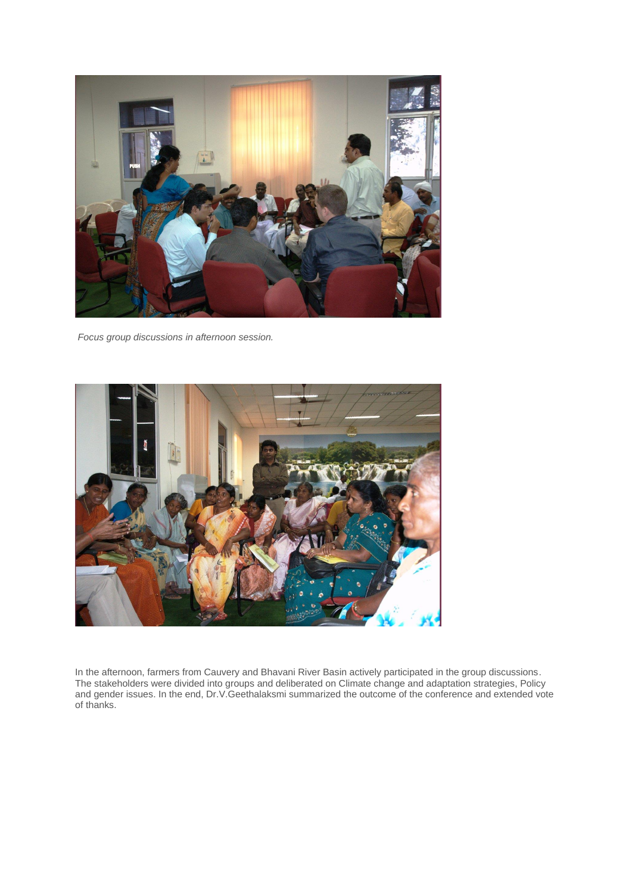*Focus group discussions in afternoon session.*

In the afternoon, farmers from Cauvery and Bhavani River Basin actively participated in the group discussions. The stakeholders were divided into groups and deliberated on Climate change and adaptation strategies, Policy and gender issues. In the end, Dr.V.Geethalaksmi summarized the outcome of the conference and extended vote of thanks.